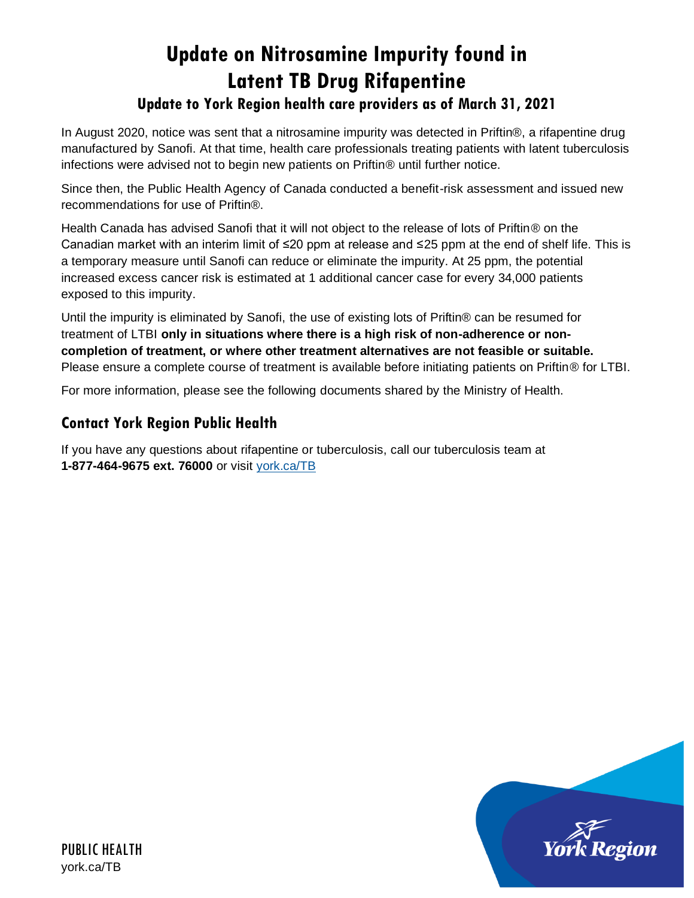# Update on Nitrosamine Impurity found in Latent TB Drug Rifapentine

## Update to York Region health care providers as of March 31, 2021

In August 2020, notice was sent that a nitrosamine impurity was detected in Priftin®, a rifapentine drug manufactured by Sanofi. At that time, health care professionals treating patients with latent tuberculosis infections were advised not to begin new patients on Priftin® until further notice.

Since then, the Public Health Agency of Canada conducted a benefit-risk assessment and issued new recommendations for use of Priftin®.

Health Canada has advised Sanofi that it will not object to the release of lots of Priftin® on the Canadian market with an interim limit of ≤20 ppm at release and ≤25 ppm at the end of shelf life. This is a temporary measure until Sanofi can reduce or eliminate the impurity. At 25 ppm, the potential increased excess cancer risk is estimated at 1 additional cancer case for every 34,000 patients exposed to this impurity.

Until the impurity is eliminated by Sanofi, the use of existing lots of Priftin® can be resumed for treatment of LTBI **only in situations where there is a high risk of non-adherence or non-completion of treatment, or where other treatment alternatives are not feasible or suitable.** Please ensure a complete course of treatment is available before initiating patients on Priftin® for LTBI.

For more information, please see the following documents shared by the Ministry of Health.

## Contact York Region Public Health

If you have any questions about rifapentine or tuberculosis, call our tuberculosis team at **1-877-464-9675 ext. 76000** or visit [york.ca/TB](york.ca/TB)

PUBLIC HEALTH
york.ca/TB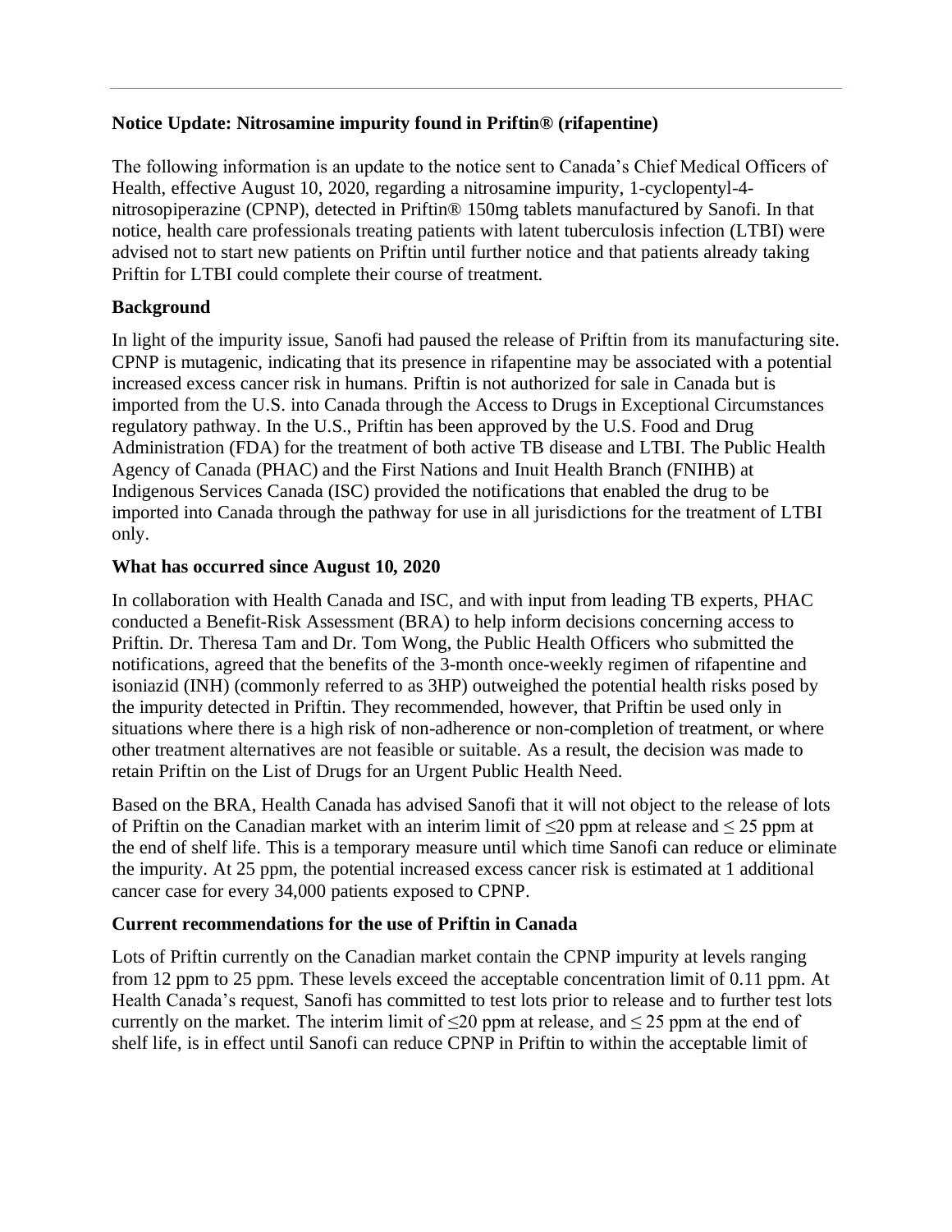**Notice Update: Nitrosamine impurity found in Priftin® (rifapentine)**

The following information is an update to the notice sent to Canada's Chief Medical Officers of Health, effective August 10, 2020, regarding a nitrosamine impurity, 1-cyclopentyl-4-nitrosopiperazine (CPNP), detected in Priftin® 150mg tablets manufactured by Sanofi. In that notice, health care professionals treating patients with latent tuberculosis infection (LTBI) were advised not to start new patients on Priftin until further notice and that patients already taking Priftin for LTBI could complete their course of treatment.

**Background**

In light of the impurity issue, Sanofi had paused the release of Priftin from its manufacturing site. CPNP is mutagenic, indicating that its presence in rifapentine may be associated with a potential increased excess cancer risk in humans. Priftin is not authorized for sale in Canada but is imported from the U.S. into Canada through the Access to Drugs in Exceptional Circumstances regulatory pathway. In the U.S., Priftin has been approved by the U.S. Food and Drug Administration (FDA) for the treatment of both active TB disease and LTBI. The Public Health Agency of Canada (PHAC) and the First Nations and Inuit Health Branch (FNIHB) at Indigenous Services Canada (ISC) provided the notifications that enabled the drug to be imported into Canada through the pathway for use in all jurisdictions for the treatment of LTBI only.

**What has occurred since August 10, 2020**

In collaboration with Health Canada and ISC, and with input from leading TB experts, PHAC conducted a Benefit-Risk Assessment (BRA) to help inform decisions concerning access to Priftin. Dr. Theresa Tam and Dr. Tom Wong, the Public Health Officers who submitted the notifications, agreed that the benefits of the 3-month once-weekly regimen of rifapentine and isoniazid (INH) (commonly referred to as 3HP) outweighed the potential health risks posed by the impurity detected in Priftin. They recommended, however, that Priftin be used only in situations where there is a high risk of non-adherence or non-completion of treatment, or where other treatment alternatives are not feasible or suitable. As a result, the decision was made to retain Priftin on the List of Drugs for an Urgent Public Health Need.

Based on the BRA, Health Canada has advised Sanofi that it will not object to the release of lots of Priftin on the Canadian market with an interim limit of ≤20 ppm at release and ≤ 25 ppm at the end of shelf life. This is a temporary measure until which time Sanofi can reduce or eliminate the impurity. At 25 ppm, the potential increased excess cancer risk is estimated at 1 additional cancer case for every 34,000 patients exposed to CPNP.

**Current recommendations for the use of Priftin in Canada**

Lots of Priftin currently on the Canadian market contain the CPNP impurity at levels ranging from 12 ppm to 25 ppm. These levels exceed the acceptable concentration limit of 0.11 ppm. At Health Canada's request, Sanofi has committed to test lots prior to release and to further test lots currently on the market. The interim limit of ≤20 ppm at release, and ≤ 25 ppm at the end of shelf life, is in effect until Sanofi can reduce CPNP in Priftin to within the acceptable limit of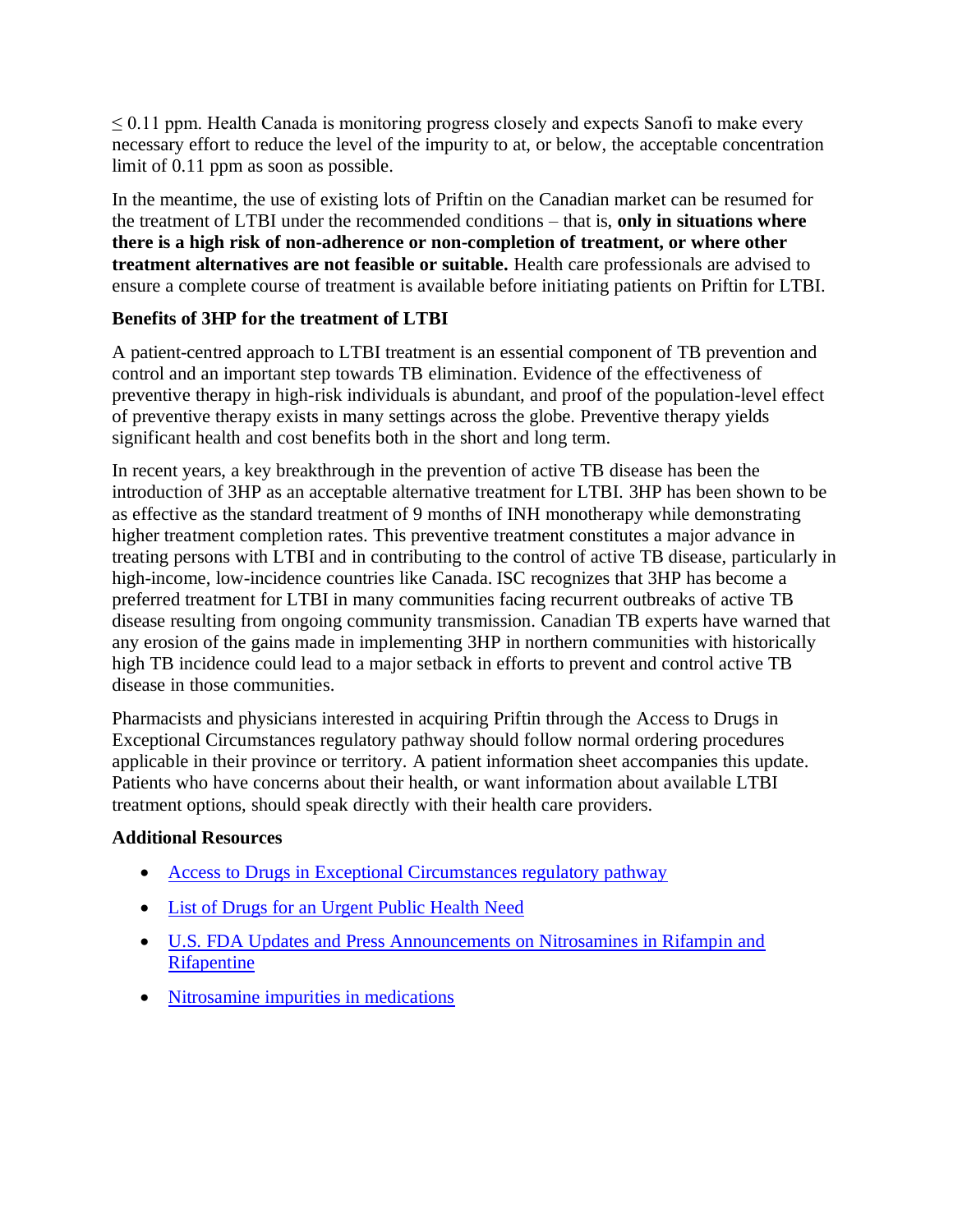$\leq 0.11$ ppm. Health Canada is monitoring progress closely and expects Sanofi to make every necessary effort to reduce the level of the impurity to at, or below, the acceptable concentration limit of 0.11 ppm as soon as possible.

In the meantime, the use of existing lots of Priftin on the Canadian market can be resumed for the treatment of LTBI under the recommended conditions – that is, **only in situations where there is a high risk of non-adherence or non-completion of treatment, or where other treatment alternatives are not feasible or suitable.** Health care professionals are advised to ensure a complete course of treatment is available before initiating patients on Priftin for LTBI.

**Benefits of 3HP for the treatment of LTBI**

A patient-centred approach to LTBI treatment is an essential component of TB prevention and control and an important step towards TB elimination. Evidence of the effectiveness of preventive therapy in high-risk individuals is abundant, and proof of the population-level effect of preventive therapy exists in many settings across the globe. Preventive therapy yields significant health and cost benefits both in the short and long term.

In recent years, a key breakthrough in the prevention of active TB disease has been the introduction of 3HP as an acceptable alternative treatment for LTBI. 3HP has been shown to be as effective as the standard treatment of 9 months of INH monotherapy while demonstrating higher treatment completion rates. This preventive treatment constitutes a major advance in treating persons with LTBI and in contributing to the control of active TB disease, particularly in high-income, low-incidence countries like Canada. ISC recognizes that 3HP has become a preferred treatment for LTBI in many communities facing recurrent outbreaks of active TB disease resulting from ongoing community transmission. Canadian TB experts have warned that any erosion of the gains made in implementing 3HP in northern communities with historically high TB incidence could lead to a major setback in efforts to prevent and control active TB disease in those communities.

Pharmacists and physicians interested in acquiring Priftin through the Access to Drugs in Exceptional Circumstances regulatory pathway should follow normal ordering procedures applicable in their province or territory. A patient information sheet accompanies this update. Patients who have concerns about their health, or want information about available LTBI treatment options, should speak directly with their health care providers.

**Additional Resources**

- Access to Drugs in Exceptional Circumstances regulatory pathway
- List of Drugs for an Urgent Public Health Need
- U.S. FDA Updates and Press Announcements on Nitrosamines in Rifampin and Rifapentine
- Nitrosamine impurities in medications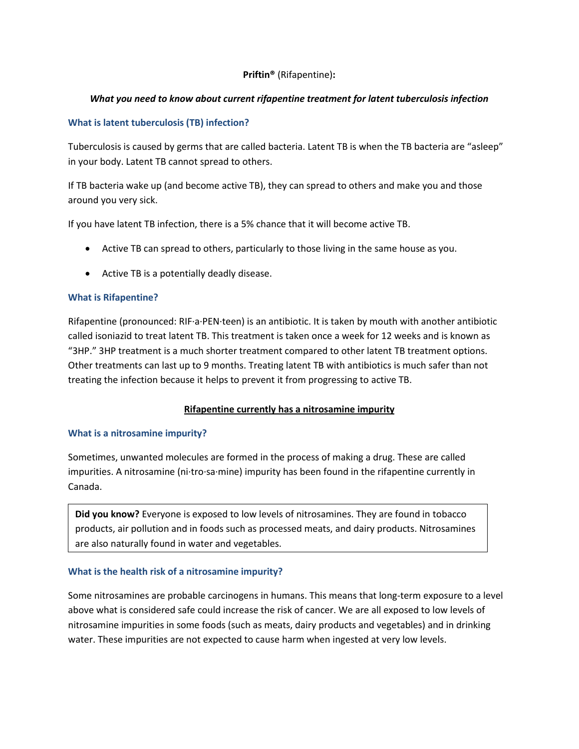**Priftin®** (Rifapentine)**:**

***What you need to know about current rifapentine treatment for latent tuberculosis infection***

### What is latent tuberculosis (TB) infection?

Tuberculosis is caused by germs that are called bacteria. Latent TB is when the TB bacteria are "asleep" in your body. Latent TB cannot spread to others.

If TB bacteria wake up (and become active TB), they can spread to others and make you and those around you very sick.

If you have latent TB infection, there is a 5% chance that it will become active TB.

- Active TB can spread to others, particularly to those living in the same house as you.
- Active TB is a potentially deadly disease.

### What is Rifapentine?

Rifapentine (pronounced: RIF·a·PEN·teen) is an antibiotic. It is taken by mouth with another antibiotic called isoniazid to treat latent TB. This treatment is taken once a week for 12 weeks and is known as "3HP." 3HP treatment is a much shorter treatment compared to other latent TB treatment options. Other treatments can last up to 9 months. Treating latent TB with antibiotics is much safer than not treating the infection because it helps to prevent it from progressing to active TB.

## Rifapentine currently has a nitrosamine impurity

### What is a nitrosamine impurity?

Sometimes, unwanted molecules are formed in the process of making a drug. These are called impurities. A nitrosamine (ni·tro·sa·mine) impurity has been found in the rifapentine currently in Canada.

> **Did you know?** Everyone is exposed to low levels of nitrosamines. They are found in tobacco products, air pollution and in foods such as processed meats, and dairy products. Nitrosamines are also naturally found in water and vegetables.

### What is the health risk of a nitrosamine impurity?

Some nitrosamines are probable carcinogens in humans. This means that long-term exposure to a level above what is considered safe could increase the risk of cancer. We are all exposed to low levels of nitrosamine impurities in some foods (such as meats, dairy products and vegetables) and in drinking water. These impurities are not expected to cause harm when ingested at very low levels.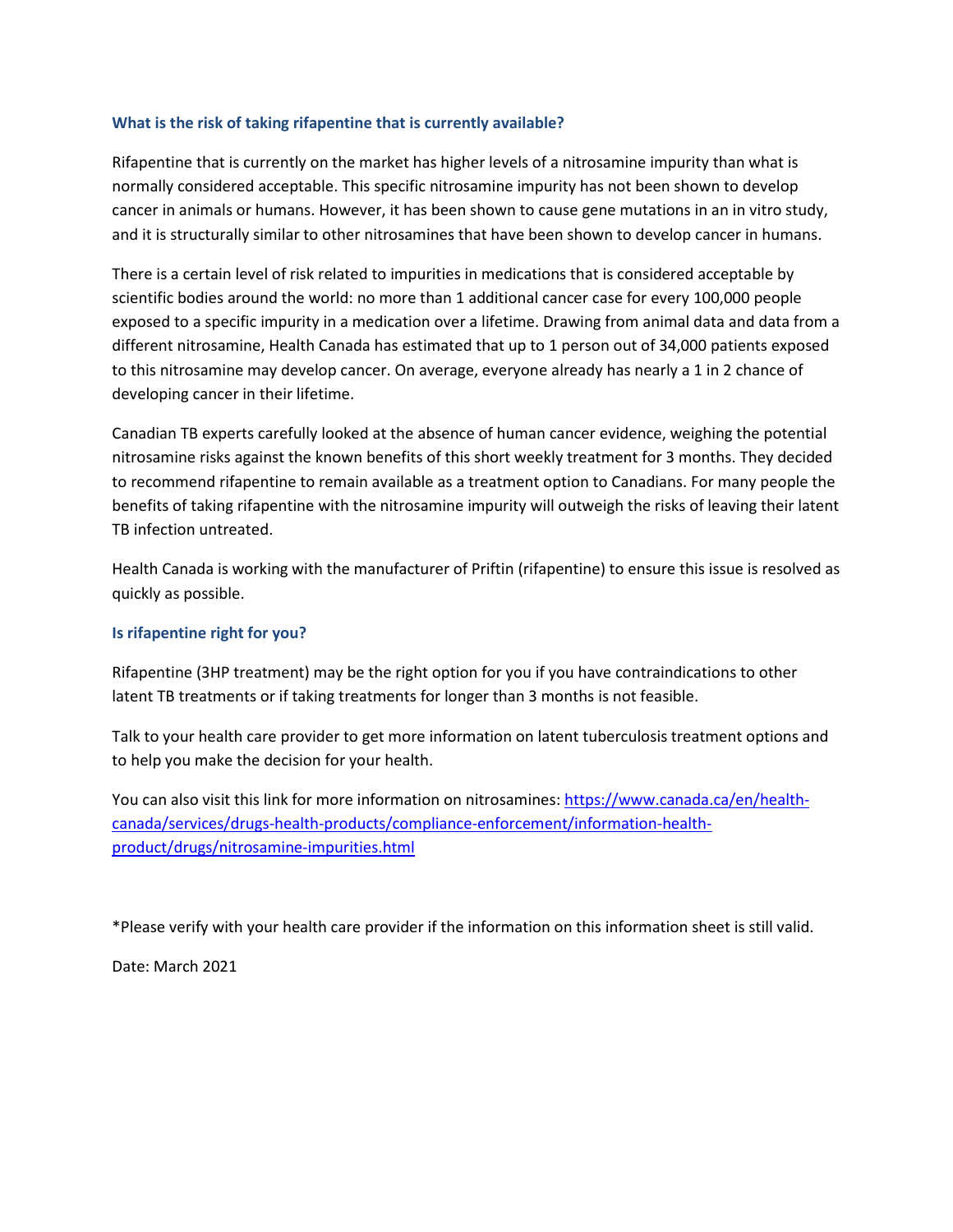### What is the risk of taking rifapentine that is currently available?

Rifapentine that is currently on the market has higher levels of a nitrosamine impurity than what is normally considered acceptable. This specific nitrosamine impurity has not been shown to develop cancer in animals or humans. However, it has been shown to cause gene mutations in an in vitro study, and it is structurally similar to other nitrosamines that have been shown to develop cancer in humans.

There is a certain level of risk related to impurities in medications that is considered acceptable by scientific bodies around the world: no more than 1 additional cancer case for every 100,000 people exposed to a specific impurity in a medication over a lifetime. Drawing from animal data and data from a different nitrosamine, Health Canada has estimated that up to 1 person out of 34,000 patients exposed to this nitrosamine may develop cancer. On average, everyone already has nearly a 1 in 2 chance of developing cancer in their lifetime.

Canadian TB experts carefully looked at the absence of human cancer evidence, weighing the potential nitrosamine risks against the known benefits of this short weekly treatment for 3 months. They decided to recommend rifapentine to remain available as a treatment option to Canadians. For many people the benefits of taking rifapentine with the nitrosamine impurity will outweigh the risks of leaving their latent TB infection untreated.

Health Canada is working with the manufacturer of Priftin (rifapentine) to ensure this issue is resolved as quickly as possible.

### Is rifapentine right for you?

Rifapentine (3HP treatment) may be the right option for you if you have contraindications to other latent TB treatments or if taking treatments for longer than 3 months is not feasible.

Talk to your health care provider to get more information on latent tuberculosis treatment options and to help you make the decision for your health.

You can also visit this link for more information on nitrosamines: [https://www.canada.ca/en/health-canada/services/drugs-health-products/compliance-enforcement/information-health-product/drugs/nitrosamine-impurities.html](https://www.canada.ca/en/health-canada/services/drugs-health-products/compliance-enforcement/information-health-product/drugs/nitrosamine-impurities.html)

*Please verify with your health care provider if the information on this information sheet is still valid.

Date: March 2021